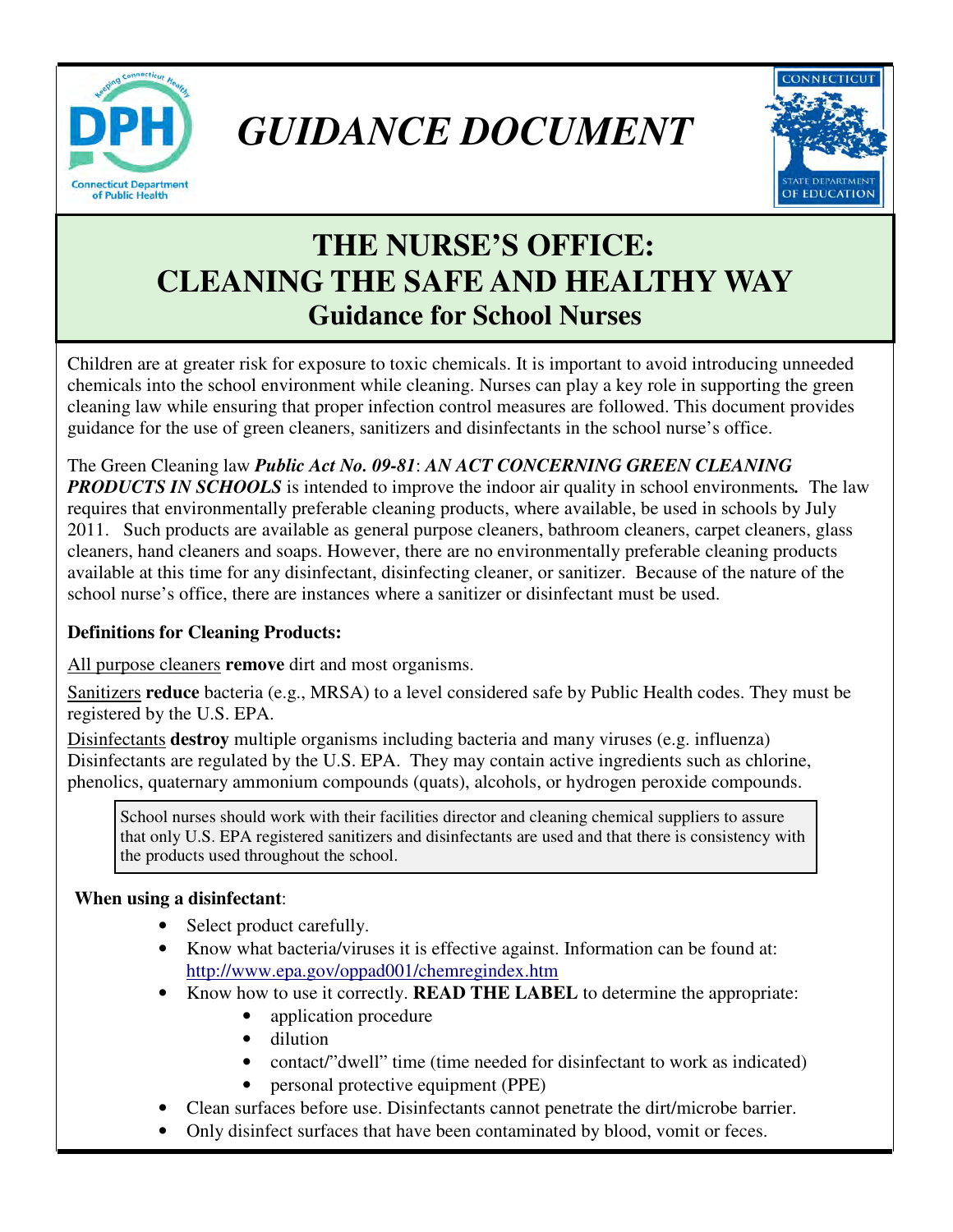# GUIDANCE DOCUMENT

## THE NURSE'S OFFICE: CLEANING THE SAFE AND HEALTHY WAY

### Guidance for School Nurses

Children are at greater risk for exposure to toxic chemicals. It is important to avoid introducing unneeded chemicals into the school environment while cleaning. Nurses can play a key role in supporting the green cleaning law while ensuring that proper infection control measures are followed. This document provides guidance for the use of green cleaners, sanitizers and disinfectants in the school nurse's office.

The Green Cleaning law ***Public Act No. 09-81***: ***AN ACT CONCERNING GREEN CLEANING PRODUCTS IN SCHOOLS*** is intended to improve the indoor air quality in school environments***.*** The law requires that environmentally preferable cleaning products, where available, be used in schools by July 2011. Such products are available as general purpose cleaners, bathroom cleaners, carpet cleaners, glass cleaners, hand cleaners and soaps. However, there are no environmentally preferable cleaning products available at this time for any disinfectant, disinfecting cleaner, or sanitizer. Because of the nature of the school nurse's office, there are instances where a sanitizer or disinfectant must be used.

**Definitions for Cleaning Products:**

All purpose cleaners **remove** dirt and most organisms.

Sanitizers **reduce** bacteria (e.g., MRSA) to a level considered safe by Public Health codes. They must be registered by the U.S. EPA.

Disinfectants **destroy** multiple organisms including bacteria and many viruses (e.g. influenza) Disinfectants are regulated by the U.S. EPA. They may contain active ingredients such as chlorine, phenolics, quaternary ammonium compounds (quats), alcohols, or hydrogen peroxide compounds.

> School nurses should work with their facilities director and cleaning chemical suppliers to assure that only U.S. EPA registered sanitizers and disinfectants are used and that there is consistency with the products used throughout the school.

**When using a disinfectant**:

- Select product carefully.
- Know what bacteria/viruses it is effective against. Information can be found at: http://www.epa.gov/oppad001/chemregindex.htm
- Know how to use it correctly. **READ THE LABEL** to determine the appropriate:
  - application procedure
  - dilution
  - contact/"dwell" time (time needed for disinfectant to work as indicated)
  - personal protective equipment (PPE)
- Clean surfaces before use. Disinfectants cannot penetrate the dirt/microbe barrier.
- Only disinfect surfaces that have been contaminated by blood, vomit or feces.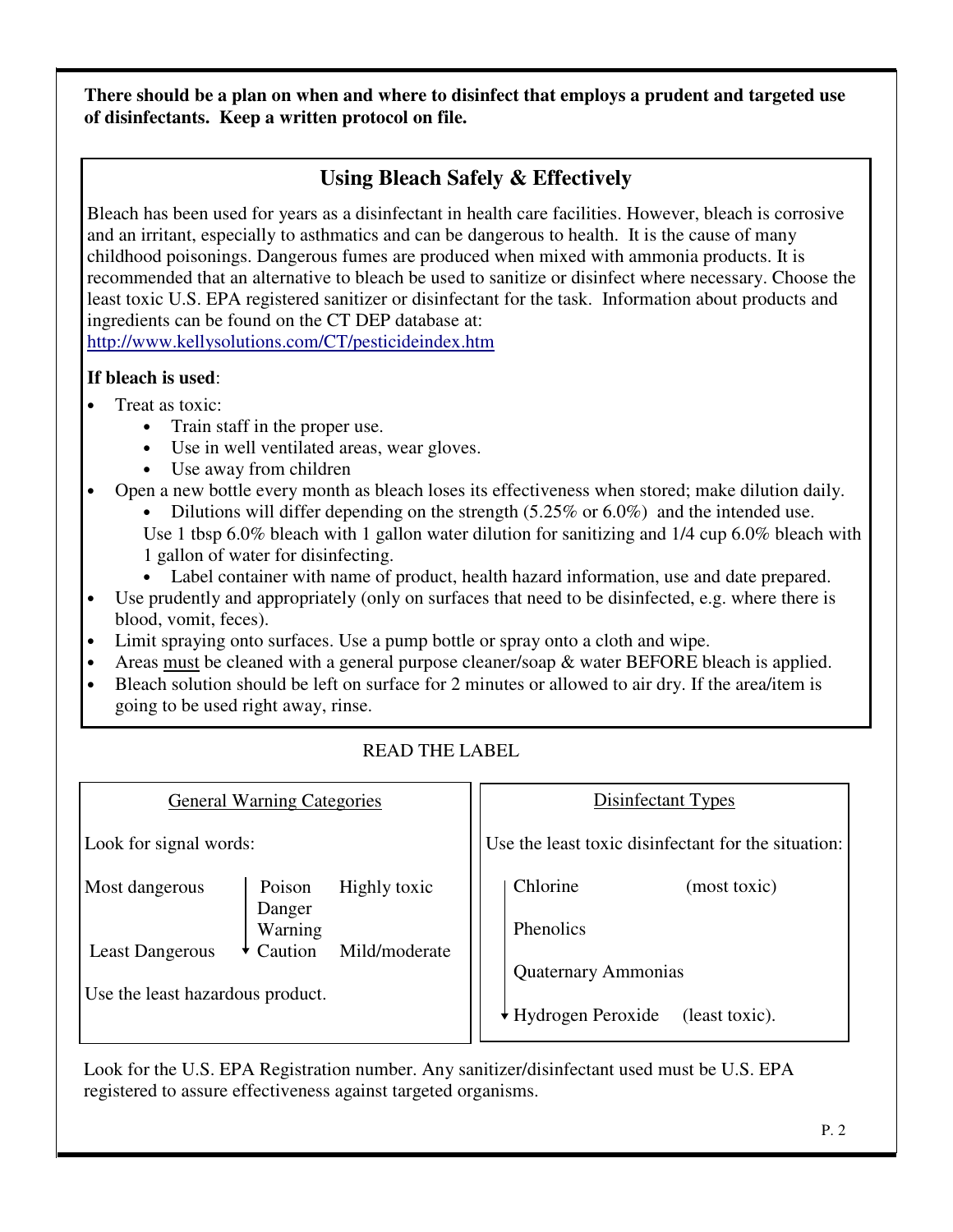**There should be a plan on when and where to disinfect that employs a prudent and targeted use of disinfectants. Keep a written protocol on file.**

## Using Bleach Safely & Effectively

Bleach has been used for years as a disinfectant in health care facilities. However, bleach is corrosive and an irritant, especially to asthmatics and can be dangerous to health. It is the cause of many childhood poisonings. Dangerous fumes are produced when mixed with ammonia products. It is recommended that an alternative to bleach be used to sanitize or disinfect where necessary. Choose the least toxic U.S. EPA registered sanitizer or disinfectant for the task. Information about products and ingredients can be found on the CT DEP database at:
[http://www.kellysolutions.com/CT/pesticideindex.htm](http://www.kellysolutions.com/CT/pesticideindex.htm)

**If bleach is used**:

- Treat as toxic:
  - Train staff in the proper use.
  - Use in well ventilated areas, wear gloves.
  - Use away from children
- Open a new bottle every month as bleach loses its effectiveness when stored; make dilution daily.
  - Dilutions will differ depending on the strength (5.25% or 6.0%) and the intended use.

  Use 1 tbsp 6.0% bleach with 1 gallon water dilution for sanitizing and 1/4 cup 6.0% bleach with 1 gallon of water for disinfecting.
  - Label container with name of product, health hazard information, use and date prepared.
- Use prudently and appropriately (only on surfaces that need to be disinfected, e.g. where there is blood, vomit, feces).
- Limit spraying onto surfaces. Use a pump bottle or spray onto a cloth and wipe.
- Areas must be cleaned with a general purpose cleaner/soap & water BEFORE bleach is applied.
- Bleach solution should be left on surface for 2 minutes or allowed to air dry. If the area/item is going to be used right away, rinse.

READ THE LABEL

**General Warning Categories**

Look for signal words:

| | Signal word | |
|---|---|---|
| Most dangerous | Poison | Highly toxic |
| | Danger | |
| | Warning | |
| Least Dangerous | Caution | Mild/moderate |

Use the least hazardous product.

**Disinfectant Types**

Use the least toxic disinfectant for the situation:

| Disinfectant | |
|---|---|
| Chlorine | (most toxic) |
| Phenolics | |
| Quaternary Ammonias | |
| Hydrogen Peroxide | (least toxic). |

Look for the U.S. EPA Registration number. Any sanitizer/disinfectant used must be U.S. EPA registered to assure effectiveness against targeted organisms.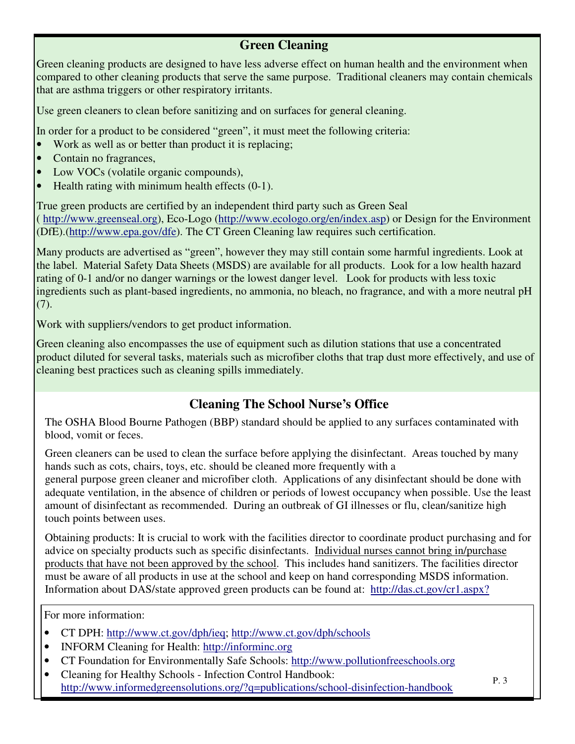## Green Cleaning

Green cleaning products are designed to have less adverse effect on human health and the environment when compared to other cleaning products that serve the same purpose. Traditional cleaners may contain chemicals that are asthma triggers or other respiratory irritants.

Use green cleaners to clean before sanitizing and on surfaces for general cleaning.

In order for a product to be considered "green", it must meet the following criteria:

- Work as well as or better than product it is replacing;
- Contain no fragrances,
- Low VOCs (volatile organic compounds),
- Health rating with minimum health effects (0-1).

True green products are certified by an independent third party such as Green Seal ( http://www.greenseal.org), Eco-Logo (http://www.ecologo.org/en/index.asp) or Design for the Environment (DfE).(http://www.epa.gov/dfe). The CT Green Cleaning law requires such certification.

Many products are advertised as "green", however they may still contain some harmful ingredients. Look at the label. Material Safety Data Sheets (MSDS) are available for all products. Look for a low health hazard rating of 0-1 and/or no danger warnings or the lowest danger level. Look for products with less toxic ingredients such as plant-based ingredients, no ammonia, no bleach, no fragrance, and with a more neutral pH (7).

Work with suppliers/vendors to get product information.

Green cleaning also encompasses the use of equipment such as dilution stations that use a concentrated product diluted for several tasks, materials such as microfiber cloths that trap dust more effectively, and use of cleaning best practices such as cleaning spills immediately.

## Cleaning The School Nurse's Office

The OSHA Blood Bourne Pathogen (BBP) standard should be applied to any surfaces contaminated with blood, vomit or feces.

Green cleaners can be used to clean the surface before applying the disinfectant. Areas touched by many hands such as cots, chairs, toys, etc. should be cleaned more frequently with a general purpose green cleaner and microfiber cloth. Applications of any disinfectant should be done with adequate ventilation, in the absence of children or periods of lowest occupancy when possible. Use the least amount of disinfectant as recommended. During an outbreak of GI illnesses or flu, clean/sanitize high touch points between uses.

Obtaining products: It is crucial to work with the facilities director to coordinate product purchasing and for advice on specialty products such as specific disinfectants. Individual nurses cannot bring in/purchase products that have not been approved by the school. This includes hand sanitizers. The facilities director must be aware of all products in use at the school and keep on hand corresponding MSDS information. Information about DAS/state approved green products can be found at: http://das.ct.gov/cr1.aspx?

For more information:

- CT DPH: http://www.ct.gov/dph/ieq; http://www.ct.gov/dph/schools
- INFORM Cleaning for Health: http://informinc.org
- CT Foundation for Environmentally Safe Schools: http://www.pollutionfreeschools.org
- Cleaning for Healthy Schools - Infection Control Handbook: http://www.informedgreensolutions.org/?q=publications/school-disinfection-handbook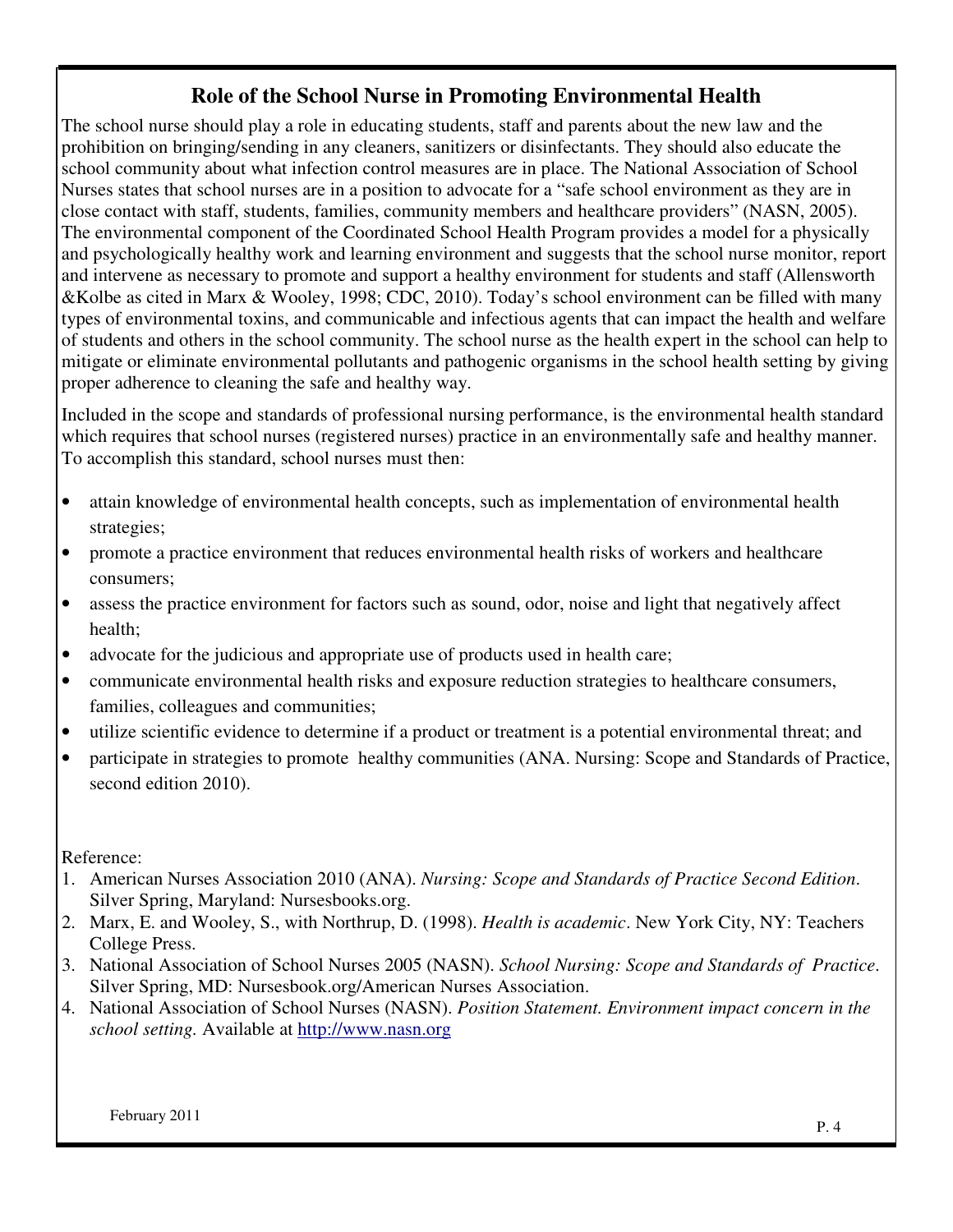## Role of the School Nurse in Promoting Environmental Health

The school nurse should play a role in educating students, staff and parents about the new law and the prohibition on bringing/sending in any cleaners, sanitizers or disinfectants. They should also educate the school community about what infection control measures are in place. The National Association of School Nurses states that school nurses are in a position to advocate for a "safe school environment as they are in close contact with staff, students, families, community members and healthcare providers" (NASN, 2005). The environmental component of the Coordinated School Health Program provides a model for a physically and psychologically healthy work and learning environment and suggests that the school nurse monitor, report and intervene as necessary to promote and support a healthy environment for students and staff (Allensworth &Kolbe as cited in Marx & Wooley, 1998; CDC, 2010). Today's school environment can be filled with many types of environmental toxins, and communicable and infectious agents that can impact the health and welfare of students and others in the school community. The school nurse as the health expert in the school can help to mitigate or eliminate environmental pollutants and pathogenic organisms in the school health setting by giving proper adherence to cleaning the safe and healthy way.

Included in the scope and standards of professional nursing performance, is the environmental health standard which requires that school nurses (registered nurses) practice in an environmentally safe and healthy manner. To accomplish this standard, school nurses must then:

- attain knowledge of environmental health concepts, such as implementation of environmental health strategies;
- promote a practice environment that reduces environmental health risks of workers and healthcare consumers;
- assess the practice environment for factors such as sound, odor, noise and light that negatively affect health;
- advocate for the judicious and appropriate use of products used in health care;
- communicate environmental health risks and exposure reduction strategies to healthcare consumers, families, colleagues and communities;
- utilize scientific evidence to determine if a product or treatment is a potential environmental threat; and
- participate in strategies to promote healthy communities (ANA. Nursing: Scope and Standards of Practice, second edition 2010).

Reference:

1. American Nurses Association 2010 (ANA). *Nursing: Scope and Standards of Practice Second Edition*. Silver Spring, Maryland: Nursesbooks.org.
2. Marx, E. and Wooley, S., with Northrup, D. (1998). *Health is academic*. New York City, NY: Teachers College Press.
3. National Association of School Nurses 2005 (NASN). *School Nursing: Scope and Standards of Practice*. Silver Spring, MD: Nursesbook.org/American Nurses Association.
4. National Association of School Nurses (NASN). *Position Statement. Environment impact concern in the school setting.* Available at http://www.nasn.org

February 2011